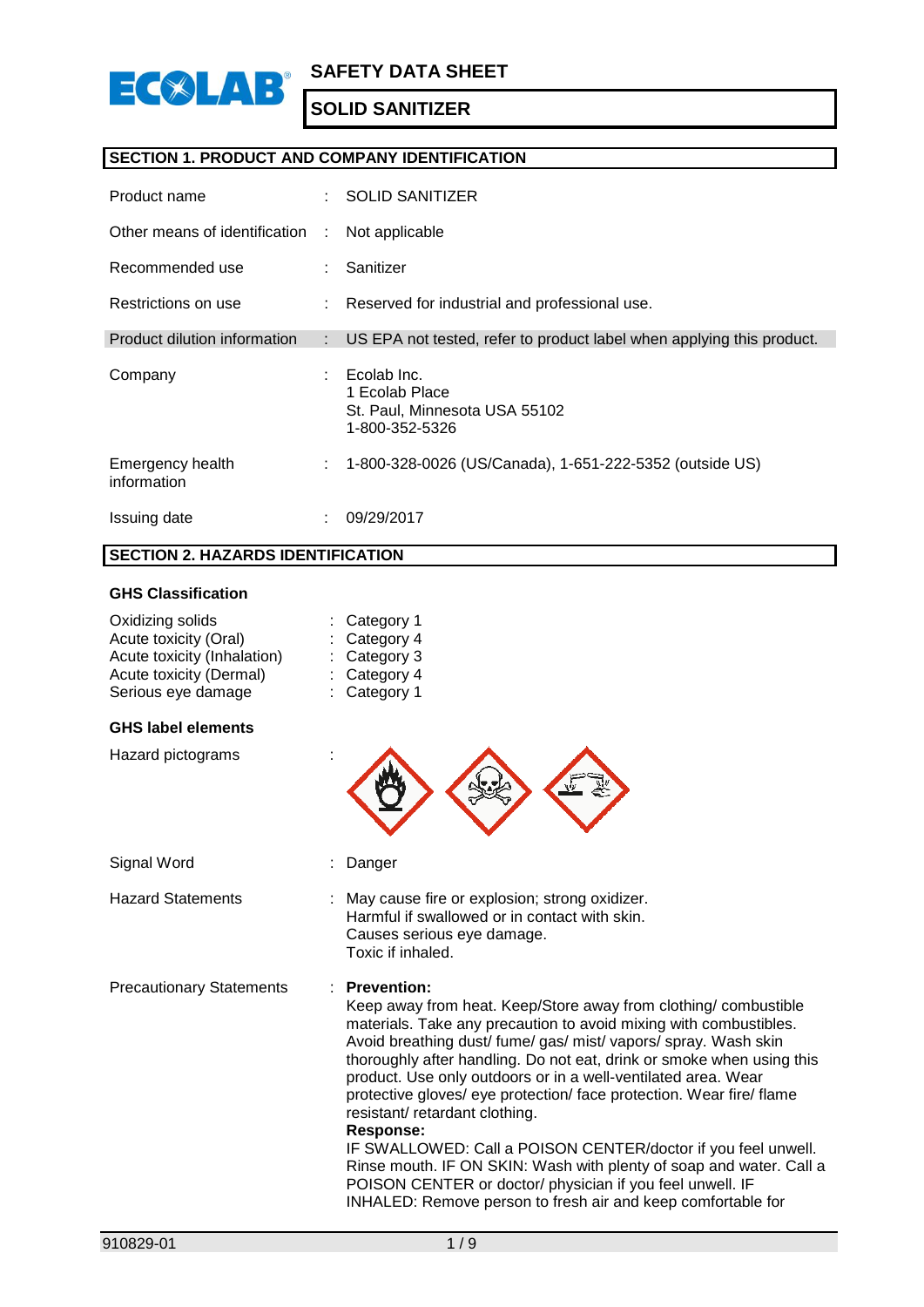# SAFETY DATA SHEET

## SOLID SANITIZER

## SECTION 1. PRODUCT AND COMPANY IDENTIFICATION

| | | |
|---|---|---|
| Product name | : | SOLID SANITIZER |
| Other means of identification | : | Not applicable |
| Recommended use | : | Sanitizer |
| Restrictions on use | : | Reserved for industrial and professional use. |
| Product dilution information | : | US EPA not tested, refer to product label when applying this product. |
| Company | : | Ecolab Inc.<br>1 Ecolab Place<br>St. Paul, Minnesota USA 55102<br>1-800-352-5326 |
| Emergency health information | : | 1-800-328-0026 (US/Canada), 1-651-222-5352 (outside US) |
| Issuing date | : | 09/29/2017 |

## SECTION 2. HAZARDS IDENTIFICATION

### GHS Classification

| | | |
|---|---|---|
| Oxidizing solids | : | Category 1 |
| Acute toxicity (Oral) | : | Category 4 |
| Acute toxicity (Inhalation) | : | Category 3 |
| Acute toxicity (Dermal) | : | Category 4 |
| Serious eye damage | : | Category 1 |

### GHS label elements

Hazard pictograms :

Signal Word : Danger

Hazard Statements : May cause fire or explosion; strong oxidizer.
Harmful if swallowed or in contact with skin.
Causes serious eye damage.
Toxic if inhaled.

Precautionary Statements : **Prevention:**
Keep away from heat. Keep/Store away from clothing/ combustible materials. Take any precaution to avoid mixing with combustibles. Avoid breathing dust/ fume/ gas/ mist/ vapors/ spray. Wash skin thoroughly after handling. Do not eat, drink or smoke when using this product. Use only outdoors or in a well-ventilated area. Wear protective gloves/ eye protection/ face protection. Wear fire/ flame resistant/ retardant clothing.
**Response:**
IF SWALLOWED: Call a POISON CENTER/doctor if you feel unwell. Rinse mouth. IF ON SKIN: Wash with plenty of soap and water. Call a POISON CENTER or doctor/ physician if you feel unwell. IF INHALED: Remove person to fresh air and keep comfortable for

910829-01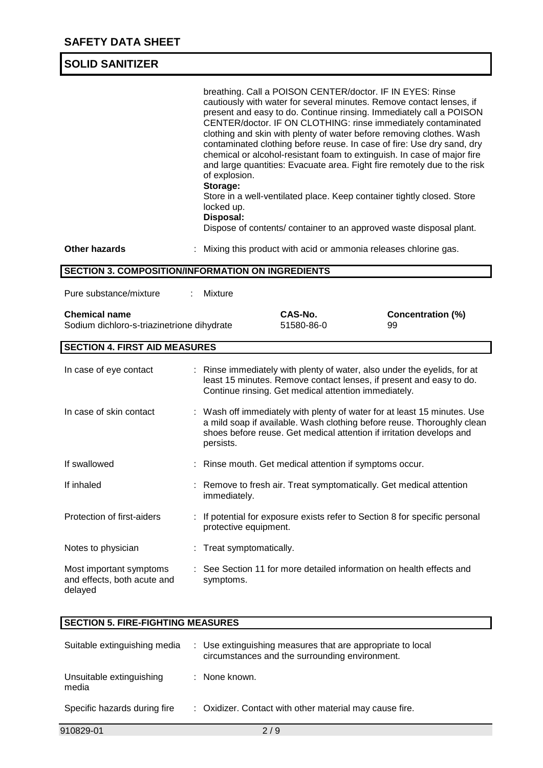breathing. Call a POISON CENTER/doctor. IF IN EYES: Rinse cautiously with water for several minutes. Remove contact lenses, if present and easy to do. Continue rinsing. Immediately call a POISON CENTER/doctor. IF ON CLOTHING: rinse immediately contaminated clothing and skin with plenty of water before removing clothes. Wash contaminated clothing before reuse. In case of fire: Use dry sand, dry chemical or alcohol-resistant foam to extinguish. In case of major fire and large quantities: Evacuate area. Fight fire remotely due to the risk of explosion.

**Storage:**
Store in a well-ventilated place. Keep container tightly closed. Store locked up.

**Disposal:**
Dispose of contents/ container to an approved waste disposal plant.

**Other hazards** : Mixing this product with acid or ammonia releases chlorine gas.

## SECTION 3. COMPOSITION/INFORMATION ON INGREDIENTS

Pure substance/mixture : Mixture

| Chemical name | CAS-No. | Concentration (%) |
|---|---|---|
| Sodium dichloro-s-triazinetrione dihydrate | 51580-86-0 | 99 |

## SECTION 4. FIRST AID MEASURES

In case of eye contact : Rinse immediately with plenty of water, also under the eyelids, for at least 15 minutes. Remove contact lenses, if present and easy to do. Continue rinsing. Get medical attention immediately.

In case of skin contact : Wash off immediately with plenty of water for at least 15 minutes. Use a mild soap if available. Wash clothing before reuse. Thoroughly clean shoes before reuse. Get medical attention if irritation develops and persists.

If swallowed : Rinse mouth. Get medical attention if symptoms occur.

If inhaled : Remove to fresh air. Treat symptomatically. Get medical attention immediately.

Protection of first-aiders : If potential for exposure exists refer to Section 8 for specific personal protective equipment.

Notes to physician : Treat symptomatically.

Most important symptoms and effects, both acute and delayed : See Section 11 for more detailed information on health effects and symptoms.

## SECTION 5. FIRE-FIGHTING MEASURES

Suitable extinguishing media : Use extinguishing measures that are appropriate to local circumstances and the surrounding environment.

Unsuitable extinguishing media : None known.

Specific hazards during fire : Oxidizer. Contact with other material may cause fire.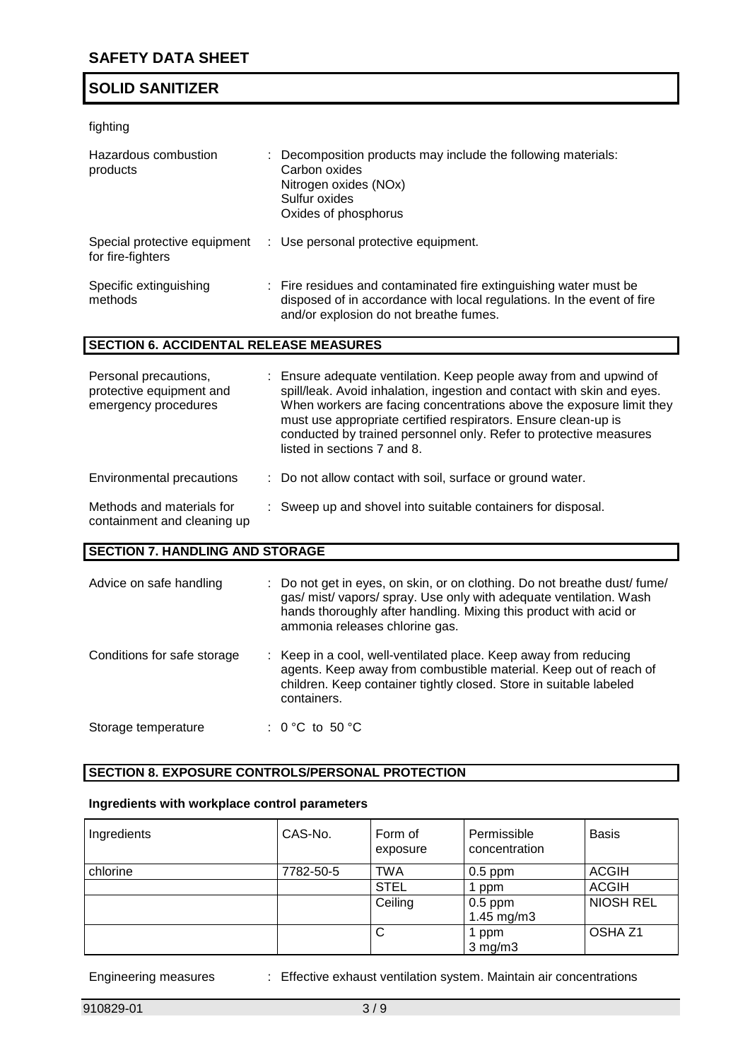fighting

| | |
|---|---|
| Hazardous combustion products | : Decomposition products may include the following materials: Carbon oxides Nitrogen oxides (NOx) Sulfur oxides Oxides of phosphorus |
| Special protective equipment for fire-fighters | : Use personal protective equipment. |
| Specific extinguishing methods | : Fire residues and contaminated fire extinguishing water must be disposed of in accordance with local regulations. In the event of fire and/or explosion do not breathe fumes. |

## SECTION 6. ACCIDENTAL RELEASE MEASURES

| | |
|---|---|
| Personal precautions, protective equipment and emergency procedures | : Ensure adequate ventilation. Keep people away from and upwind of spill/leak. Avoid inhalation, ingestion and contact with skin and eyes. When workers are facing concentrations above the exposure limit they must use appropriate certified respirators. Ensure clean-up is conducted by trained personnel only. Refer to protective measures listed in sections 7 and 8. |
| Environmental precautions | : Do not allow contact with soil, surface or ground water. |
| Methods and materials for containment and cleaning up | : Sweep up and shovel into suitable containers for disposal. |

## SECTION 7. HANDLING AND STORAGE

| | |
|---|---|
| Advice on safe handling | : Do not get in eyes, on skin, or on clothing. Do not breathe dust/ fume/ gas/ mist/ vapors/ spray. Use only with adequate ventilation. Wash hands thoroughly after handling. Mixing this product with acid or ammonia releases chlorine gas. |
| Conditions for safe storage | : Keep in a cool, well-ventilated place. Keep away from reducing agents. Keep away from combustible material. Keep out of reach of children. Keep container tightly closed. Store in suitable labeled containers. |
| Storage temperature | : 0 °C to 50 °C |

## SECTION 8. EXPOSURE CONTROLS/PERSONAL PROTECTION

### Ingredients with workplace control parameters

| Ingredients | CAS-No. | Form of exposure | Permissible concentration | Basis |
|---|---|---|---|---|
| chlorine | 7782-50-5 | TWA | 0.5 ppm | ACGIH |
| | | STEL | 1 ppm | ACGIH |
| | | Ceiling | 0.5 ppm 1.45 mg/m3 | NIOSH REL |
| | | C | 1 ppm 3 mg/m3 | OSHA Z1 |

Engineering measures : Effective exhaust ventilation system. Maintain air concentrations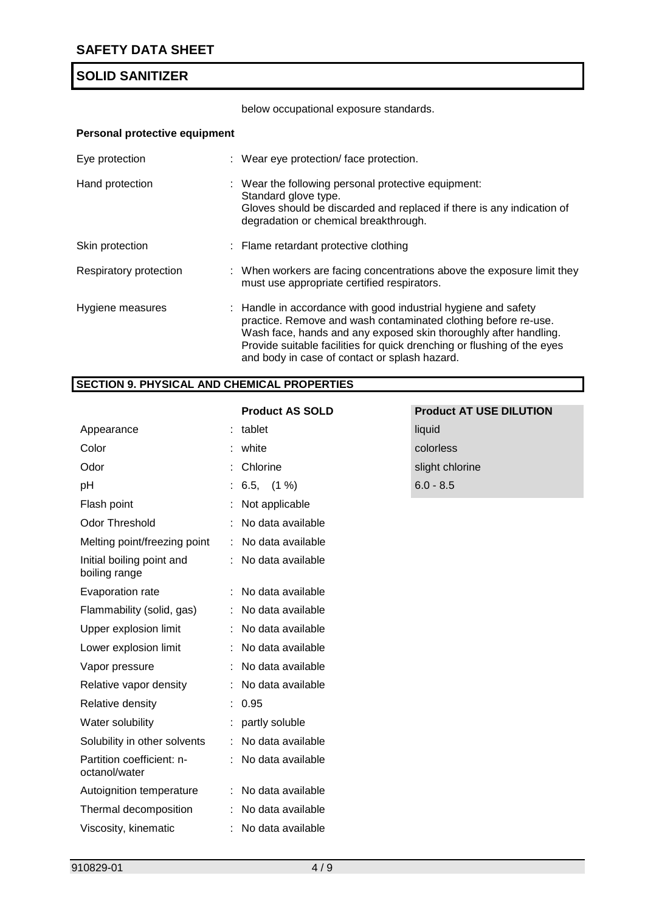below occupational exposure standards.

**Personal protective equipment**

| | |
|---|---|
| Eye protection | : Wear eye protection/ face protection. |
| Hand protection | : Wear the following personal protective equipment:<br>Standard glove type.<br>Gloves should be discarded and replaced if there is any indication of degradation or chemical breakthrough. |
| Skin protection | : Flame retardant protective clothing |
| Respiratory protection | : When workers are facing concentrations above the exposure limit they must use appropriate certified respirators. |
| Hygiene measures | : Handle in accordance with good industrial hygiene and safety practice. Remove and wash contaminated clothing before re-use. Wash face, hands and any exposed skin thoroughly after handling. Provide suitable facilities for quick drenching or flushing of the eyes and body in case of contact or splash hazard. |

## SECTION 9. PHYSICAL AND CHEMICAL PROPERTIES

| | Product AS SOLD | Product AT USE DILUTION |
|---|---|---|
| Appearance | : tablet | liquid |
| Color | : white | colorless |
| Odor | : Chlorine | slight chlorine |
| pH | : 6.5, (1 %) | 6.0 - 8.5 |
| Flash point | : Not applicable | |
| Odor Threshold | : No data available | |
| Melting point/freezing point | : No data available | |
| Initial boiling point and boiling range | : No data available | |
| Evaporation rate | : No data available | |
| Flammability (solid, gas) | : No data available | |
| Upper explosion limit | : No data available | |
| Lower explosion limit | : No data available | |
| Vapor pressure | : No data available | |
| Relative vapor density | : No data available | |
| Relative density | : 0.95 | |
| Water solubility | : partly soluble | |
| Solubility in other solvents | : No data available | |
| Partition coefficient: n-octanol/water | : No data available | |
| Autoignition temperature | : No data available | |
| Thermal decomposition | : No data available | |
| Viscosity, kinematic | : No data available | |

910829-01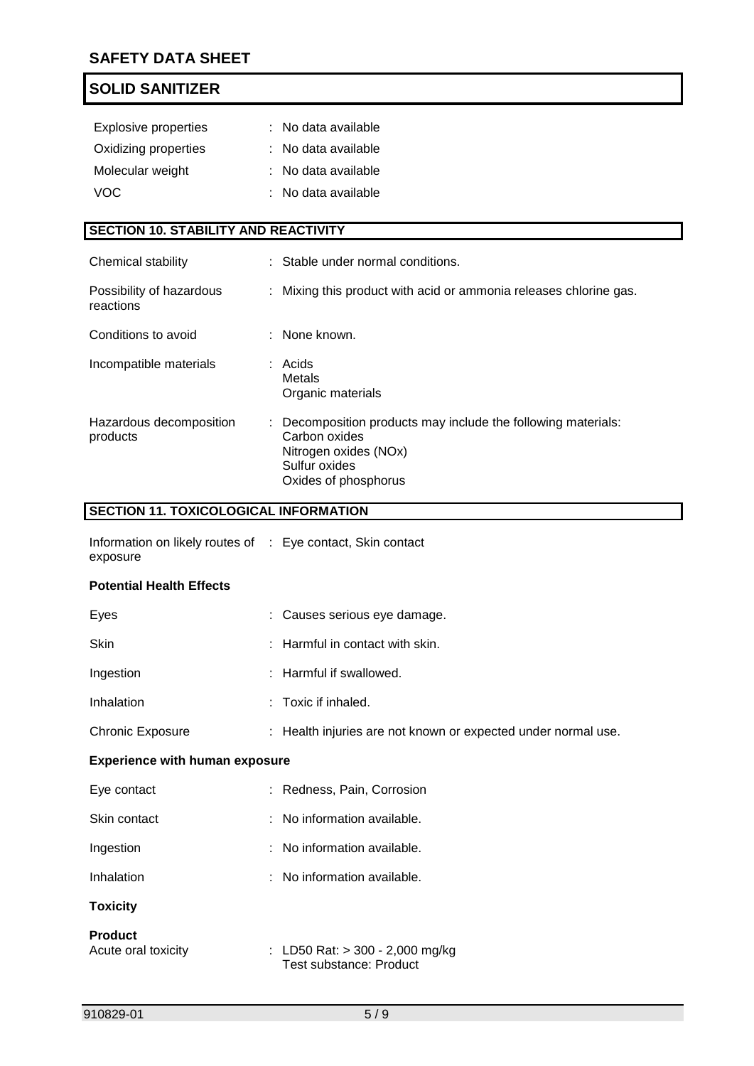| | |
|---|---|
| Explosive properties | : No data available |
| Oxidizing properties | : No data available |
| Molecular weight | : No data available |
| VOC | : No data available |

## SECTION 10. STABILITY AND REACTIVITY

| | |
|---|---|
| Chemical stability | : Stable under normal conditions. |
| Possibility of hazardous reactions | : Mixing this product with acid or ammonia releases chlorine gas. |
| Conditions to avoid | : None known. |
| Incompatible materials | : Acids<br>Metals<br>Organic materials |
| Hazardous decomposition products | : Decomposition products may include the following materials:<br>Carbon oxides<br>Nitrogen oxides (NOx)<br>Sulfur oxides<br>Oxides of phosphorus |

## SECTION 11. TOXICOLOGICAL INFORMATION

| | |
|---|---|
| Information on likely routes of exposure | : Eye contact, Skin contact |

**Potential Health Effects**

| | |
|---|---|
| Eyes | : Causes serious eye damage. |
| Skin | : Harmful in contact with skin. |
| Ingestion | : Harmful if swallowed. |
| Inhalation | : Toxic if inhaled. |
| Chronic Exposure | : Health injuries are not known or expected under normal use. |

**Experience with human exposure**

| | |
|---|---|
| Eye contact | : Redness, Pain, Corrosion |
| Skin contact | : No information available. |
| Ingestion | : No information available. |
| Inhalation | : No information available. |

**Toxicity**

**Product**

| | |
|---|---|
| Acute oral toxicity | : LD50 Rat: > 300 - 2,000 mg/kg<br>Test substance: Product |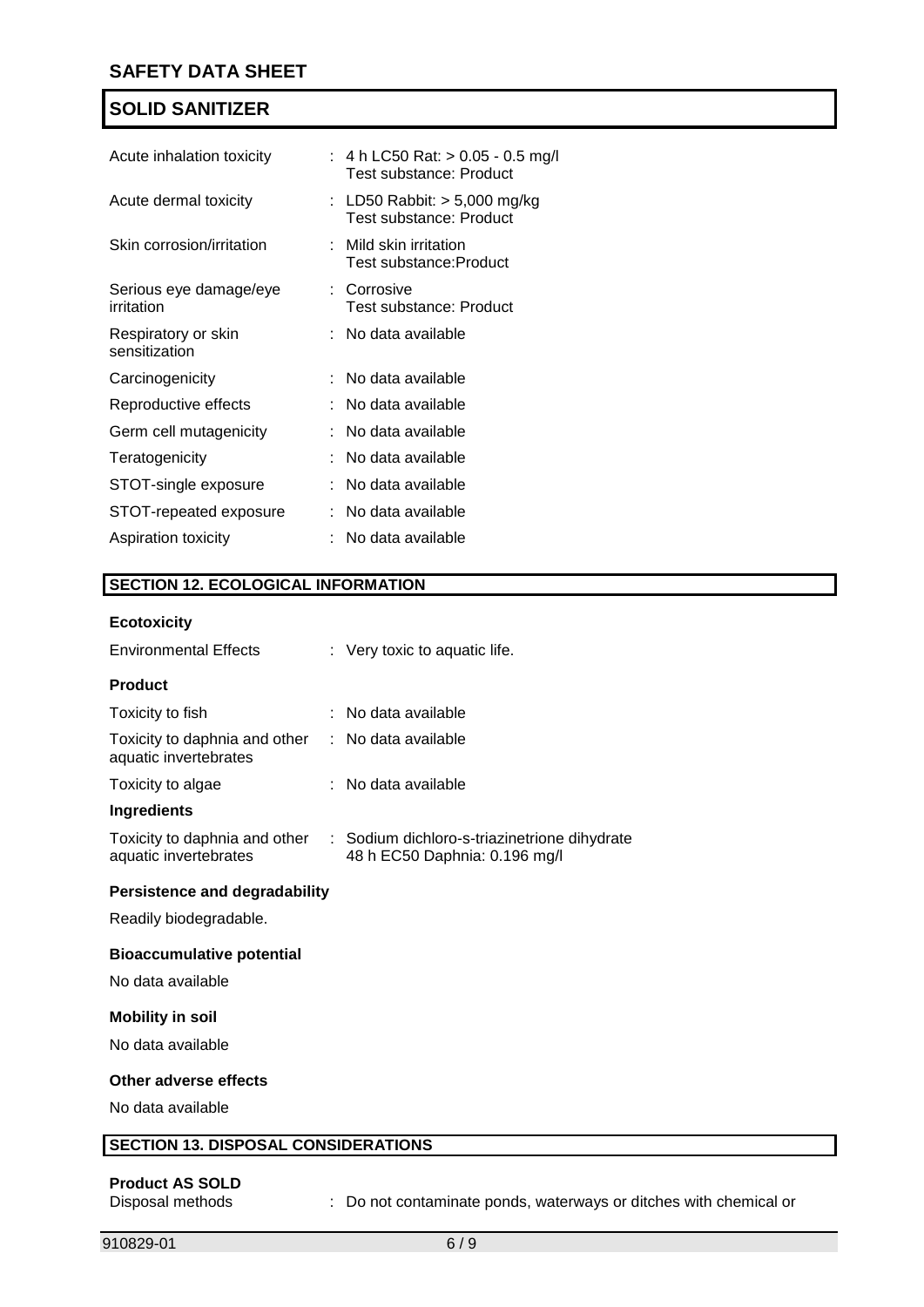| | |
|---|---|
| Acute inhalation toxicity | : 4 h LC50 Rat: > 0.05 - 0.5 mg/l<br>Test substance: Product |
| Acute dermal toxicity | : LD50 Rabbit: > 5,000 mg/kg<br>Test substance: Product |
| Skin corrosion/irritation | : Mild skin irritation<br>Test substance:Product |
| Serious eye damage/eye irritation | : Corrosive<br>Test substance: Product |
| Respiratory or skin sensitization | : No data available |
| Carcinogenicity | : No data available |
| Reproductive effects | : No data available |
| Germ cell mutagenicity | : No data available |
| Teratogenicity | : No data available |
| STOT-single exposure | : No data available |
| STOT-repeated exposure | : No data available |
| Aspiration toxicity | : No data available |

## SECTION 12. ECOLOGICAL INFORMATION

**Ecotoxicity**

| | |
|---|---|
| Environmental Effects | : Very toxic to aquatic life. |

**Product**

| | |
|---|---|
| Toxicity to fish | : No data available |
| Toxicity to daphnia and other aquatic invertebrates | : No data available |
| Toxicity to algae | : No data available |

**Ingredients**

| | |
|---|---|
| Toxicity to daphnia and other aquatic invertebrates | : Sodium dichloro-s-triazinetrione dihydrate<br>48 h EC50 Daphnia: 0.196 mg/l |

**Persistence and degradability**

Readily biodegradable.

**Bioaccumulative potential**

No data available

**Mobility in soil**

No data available

**Other adverse effects**

No data available

## SECTION 13. DISPOSAL CONSIDERATIONS

**Product AS SOLD**

Disposal methods : Do not contaminate ponds, waterways or ditches with chemical or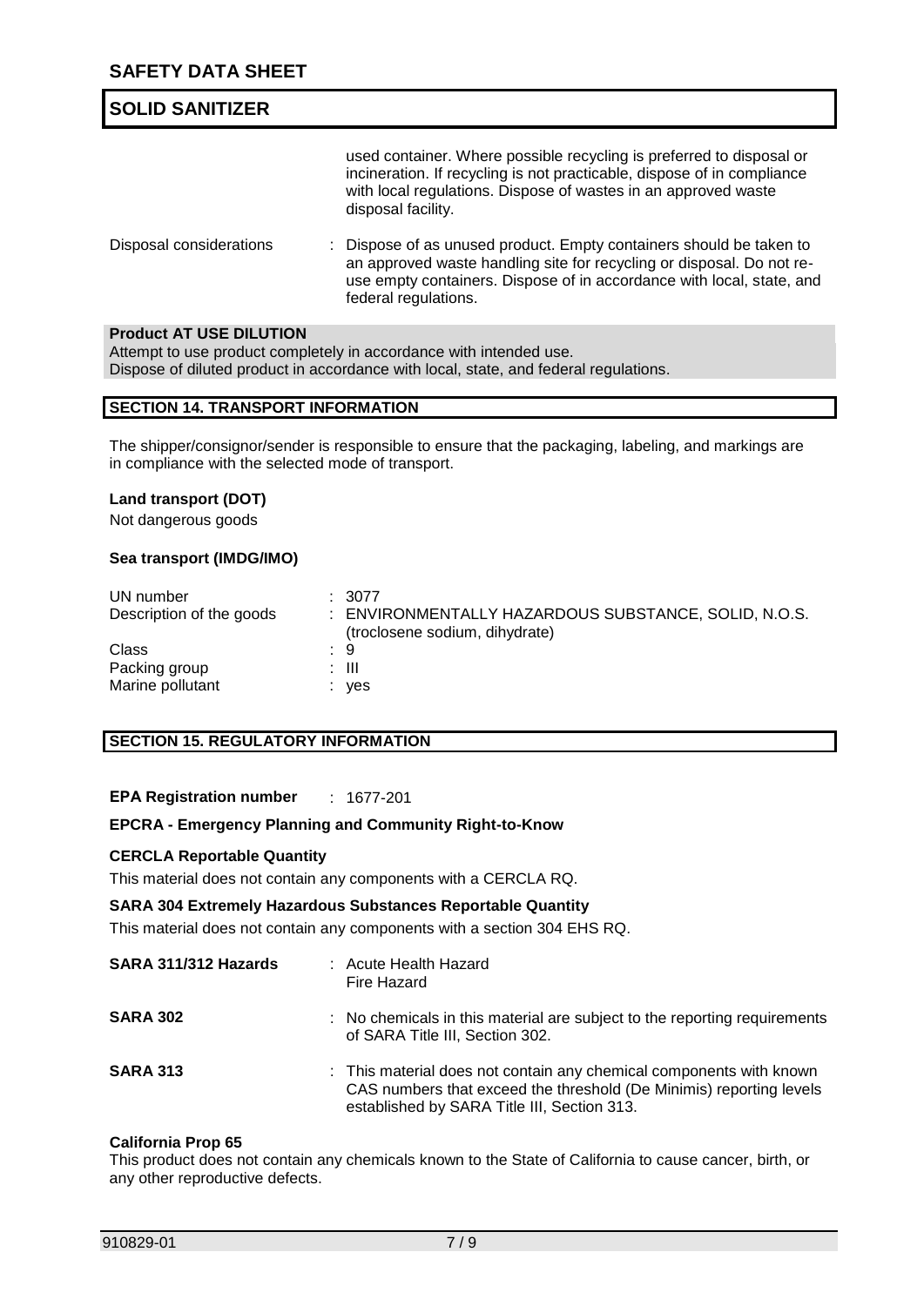used container. Where possible recycling is preferred to disposal or incineration. If recycling is not practicable, dispose of in compliance with local regulations. Dispose of wastes in an approved waste disposal facility.

Disposal considerations : Dispose of as unused product. Empty containers should be taken to an approved waste handling site for recycling or disposal. Do not re-use empty containers. Dispose of in accordance with local, state, and federal regulations.

**Product AT USE DILUTION**

Attempt to use product completely in accordance with intended use.
Dispose of diluted product in accordance with local, state, and federal regulations.

## SECTION 14. TRANSPORT INFORMATION

The shipper/consignor/sender is responsible to ensure that the packaging, labeling, and markings are in compliance with the selected mode of transport.

**Land transport (DOT)**

Not dangerous goods

**Sea transport (IMDG/IMO)**

| | |
|---|---|
| UN number | : 3077 |
| Description of the goods | : ENVIRONMENTALLY HAZARDOUS SUBSTANCE, SOLID, N.O.S. (troclosene sodium, dihydrate) |
| Class | : 9 |
| Packing group | : III |
| Marine pollutant | : yes |

## SECTION 15. REGULATORY INFORMATION

**EPA Registration number** : 1677-201

**EPCRA - Emergency Planning and Community Right-to-Know**

**CERCLA Reportable Quantity**

This material does not contain any components with a CERCLA RQ.

**SARA 304 Extremely Hazardous Substances Reportable Quantity**

This material does not contain any components with a section 304 EHS RQ.

**SARA 311/312 Hazards** : Acute Health Hazard
Fire Hazard

**SARA 302** : No chemicals in this material are subject to the reporting requirements of SARA Title III, Section 302.

**SARA 313** : This material does not contain any chemical components with known CAS numbers that exceed the threshold (De Minimis) reporting levels established by SARA Title III, Section 313.

**California Prop 65**

This product does not contain any chemicals known to the State of California to cause cancer, birth, or any other reproductive defects.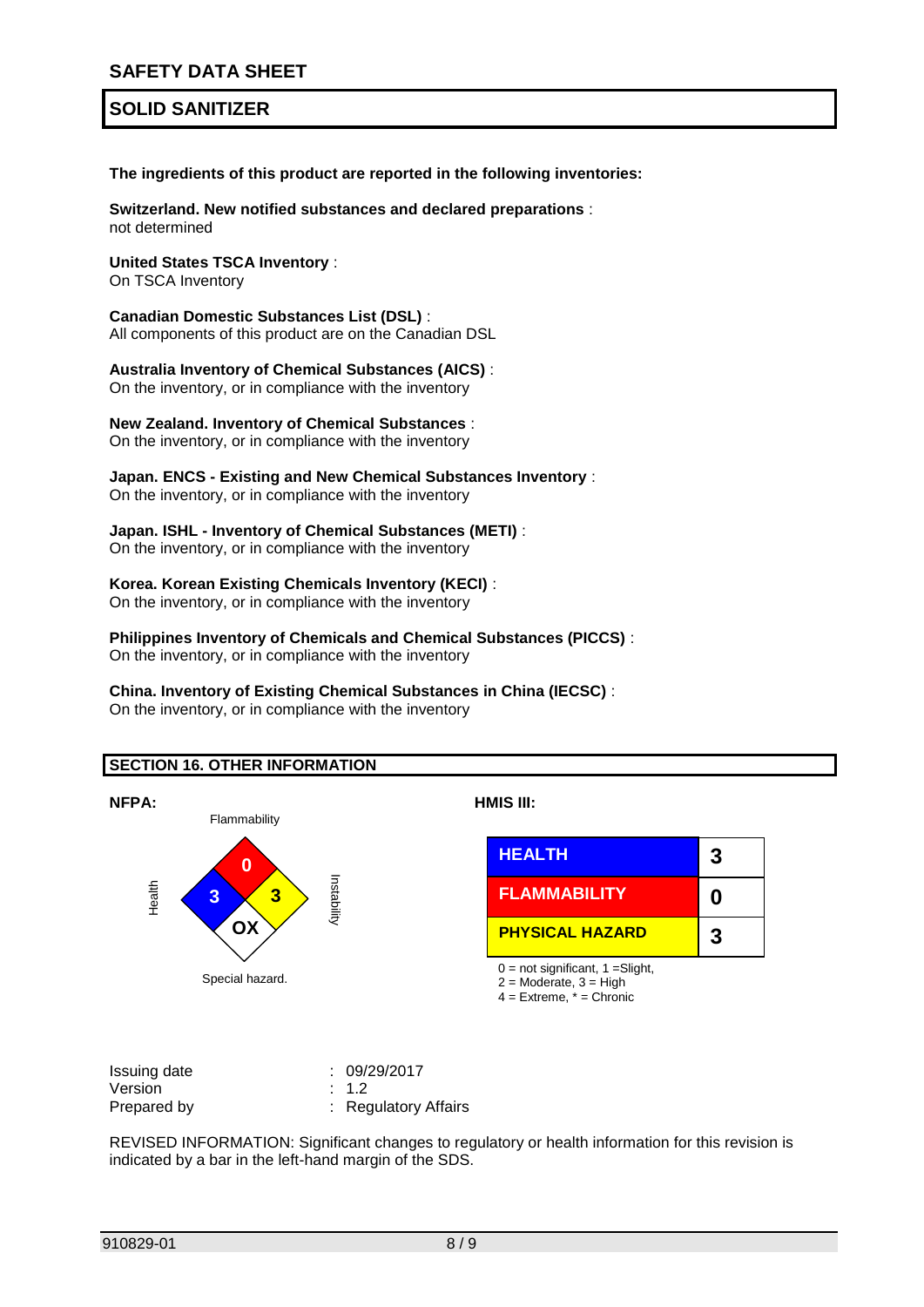The ingredients of this product are reported in the following inventories:

**Switzerland. New notified substances and declared preparations** :
not determined

**United States TSCA Inventory** :
On TSCA Inventory

**Canadian Domestic Substances List (DSL)** :
All components of this product are on the Canadian DSL

**Australia Inventory of Chemical Substances (AICS)** :
On the inventory, or in compliance with the inventory

**New Zealand. Inventory of Chemical Substances** :
On the inventory, or in compliance with the inventory

**Japan. ENCS - Existing and New Chemical Substances Inventory** :
On the inventory, or in compliance with the inventory

**Japan. ISHL - Inventory of Chemical Substances (METI)** :
On the inventory, or in compliance with the inventory

**Korea. Korean Existing Chemicals Inventory (KECI)** :
On the inventory, or in compliance with the inventory

**Philippines Inventory of Chemicals and Chemical Substances (PICCS)** :
On the inventory, or in compliance with the inventory

**China. Inventory of Existing Chemical Substances in China (IECSC)** :
On the inventory, or in compliance with the inventory

## SECTION 16. OTHER INFORMATION

**NFPA:**

| Health | Flammability | Instability | Special hazard. |
|---|---|---|---|
| 3 | 0 | 3 | OX |

**HMIS III:**

| | |
|---|---|
| HEALTH | 3 |
| FLAMMABILITY | 0 |
| PHYSICAL HAZARD | 3 |

0 = not significant, 1 =Slight,
2 = Moderate, 3 = High
4 = Extreme, * = Chronic

Issuing date : 09/29/2017
Version : 1.2
Prepared by : Regulatory Affairs

REVISED INFORMATION: Significant changes to regulatory or health information for this revision is indicated by a bar in the left-hand margin of the SDS.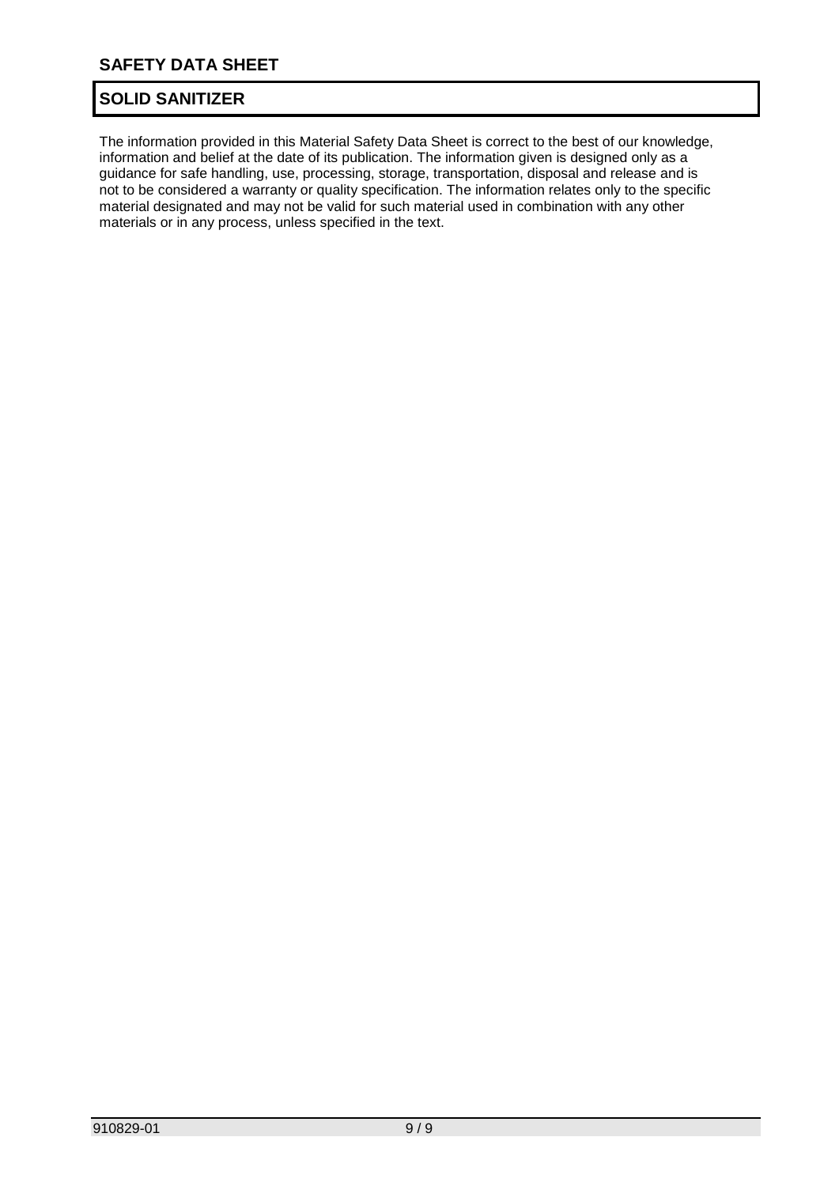The information provided in this Material Safety Data Sheet is correct to the best of our knowledge, information and belief at the date of its publication. The information given is designed only as a guidance for safe handling, use, processing, storage, transportation, disposal and release and is not to be considered a warranty or quality specification. The information relates only to the specific material designated and may not be valid for such material used in combination with any other materials or in any process, unless specified in the text.